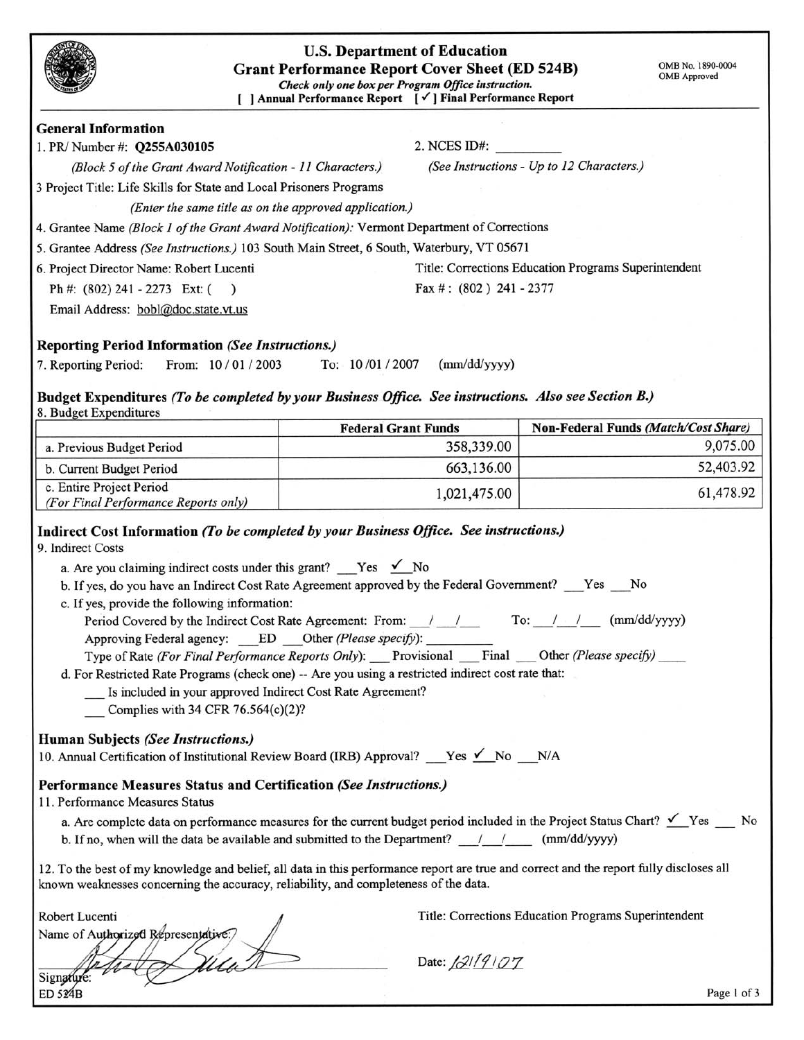# U.S. Department of Education
## Grant Performance Report Cover Sheet (ED 524B)

OMB No. 1890-0004
OMB Approved

*Check only one box per Program Office instruction.*

**[ ] Annual Performance Report [ ✓ ] Final Performance Report**

### General Information

1. PR/ Number #: **Q255A030105**
   *(Block 5 of the Grant Award Notification - 11 Characters.)*

2. NCES ID#: __________
   *(See Instructions - Up to 12 Characters.)*

3 Project Title: Life Skills for State and Local Prisoners Programs
   *(Enter the same title as on the approved application.)*

4. Grantee Name *(Block 1 of the Grant Award Notification):* Vermont Department of Corrections

5. Grantee Address *(See Instructions.)* 103 South Main Street, 6 South, Waterbury, VT 05671

6. Project Director Name: Robert Lucenti — Title: Corrections Education Programs Superintendent
   Ph #: (802) 241 - 2273 Ext: ( ) — Fax #: (802 ) 241 - 2377
   Email Address: bobl@doc.state.vt.us

### Reporting Period Information *(See Instructions.)*

7. Reporting Period: From: 10 / 01 / 2003 To: 10 /01 / 2007 (mm/dd/yyyy)

### Budget Expenditures *(To be completed by your Business Office. See instructions. Also see Section B.)*

8. Budget Expenditures

| | Federal Grant Funds | Non-Federal Funds *(Match/Cost Share)* |
|---|---|---|
| a. Previous Budget Period | 358,339.00 | 9,075.00 |
| b. Current Budget Period | 663,136.00 | 52,403.92 |
| c. Entire Project Period *(For Final Performance Reports only)* | 1,021,475.00 | 61,478.92 |

### Indirect Cost Information *(To be completed by your Business Office. See instructions.)*

9. Indirect Costs

a. Are you claiming indirect costs under this grant? ___Yes ✓ No

b. If yes, do you have an Indirect Cost Rate Agreement approved by the Federal Government? ___Yes ___No

c. If yes, provide the following information:
   Period Covered by the Indirect Cost Rate Agreement: From: ___/___/___ To: ___/___/___ (mm/dd/yyyy)
   Approving Federal agency: ___ED ___Other *(Please specify)*: _________
   Type of Rate *(For Final Performance Reports Only)*: ___ Provisional ___ Final ___ Other *(Please specify)* ____

d. For Restricted Rate Programs (check one) -- Are you using a restricted indirect cost rate that:
   ___ Is included in your approved Indirect Cost Rate Agreement?
   ___ Complies with 34 CFR 76.564(c)(2)?

### Human Subjects *(See Instructions.)*

10. Annual Certification of Institutional Review Board (IRB) Approval? ___Yes ✓ No ___N/A

### Performance Measures Status and Certification *(See Instructions.)*

11. Performance Measures Status

a. Are complete data on performance measures for the current budget period included in the Project Status Chart? ✓ Yes ___ No

b. If no, when will the data be available and submitted to the Department? ___/___/____ (mm/dd/yyyy)

12. To the best of my knowledge and belief, all data in this performance report are true and correct and the report fully discloses all known weaknesses concerning the accuracy, reliability, and completeness of the data.

Robert Lucenti
Name of Authorized Representative:

Title: Corrections Education Programs Superintendent

Signature: [signature]

Date: 12/19/07

ED 524B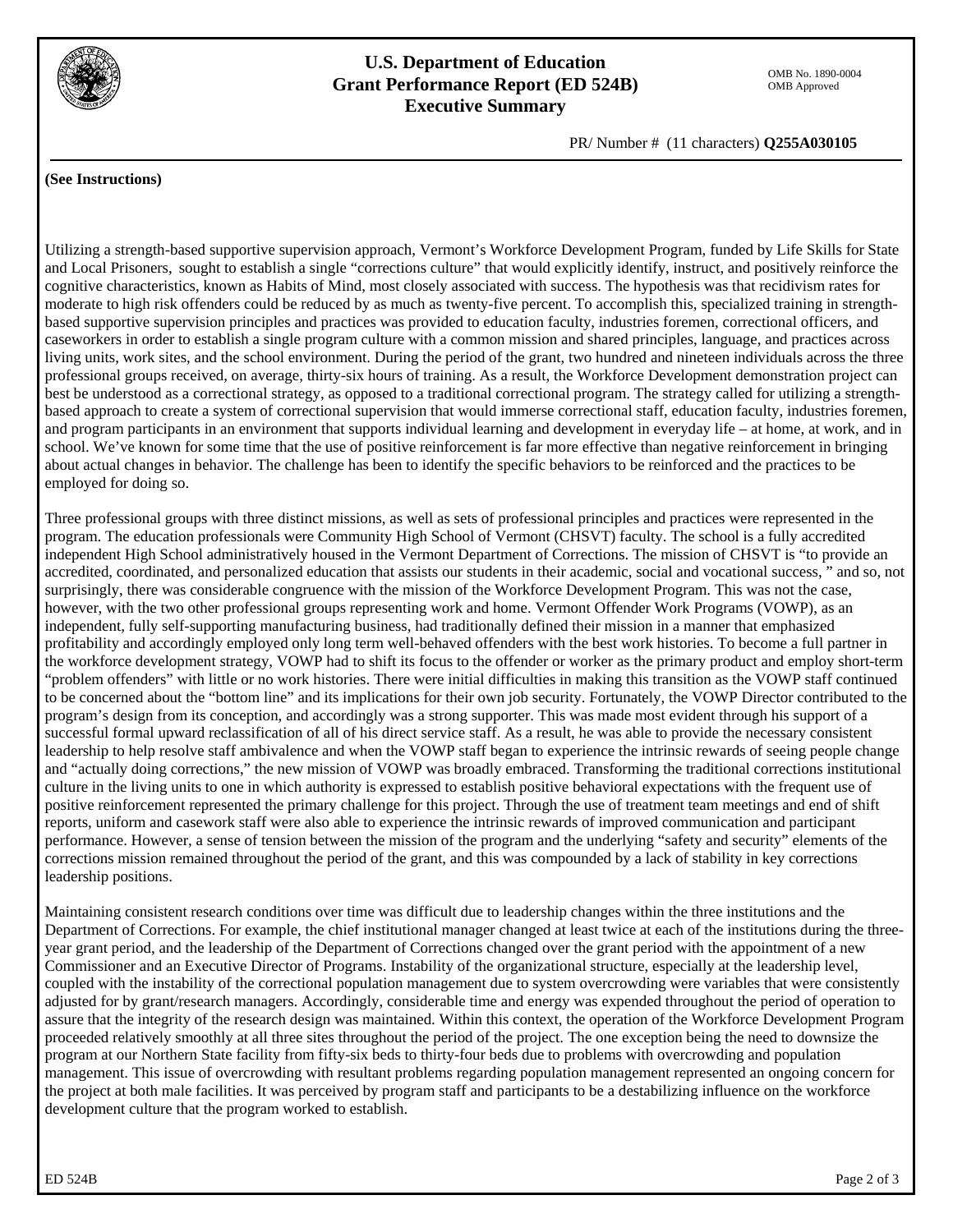# U.S. Department of Education
# Grant Performance Report (ED 524B)
# Executive Summary

OMB No. 1890-0004
OMB Approved

PR/ Number # (11 characters) **Q255A030105**

**(See Instructions)**

Utilizing a strength-based supportive supervision approach, Vermont's Workforce Development Program, funded by Life Skills for State and Local Prisoners, sought to establish a single "corrections culture" that would explicitly identify, instruct, and positively reinforce the cognitive characteristics, known as Habits of Mind, most closely associated with success. The hypothesis was that recidivism rates for moderate to high risk offenders could be reduced by as much as twenty-five percent. To accomplish this, specialized training in strength-based supportive supervision principles and practices was provided to education faculty, industries foremen, correctional officers, and caseworkers in order to establish a single program culture with a common mission and shared principles, language, and practices across living units, work sites, and the school environment. During the period of the grant, two hundred and nineteen individuals across the three professional groups received, on average, thirty-six hours of training. As a result, the Workforce Development demonstration project can best be understood as a correctional strategy, as opposed to a traditional correctional program. The strategy called for utilizing a strength-based approach to create a system of correctional supervision that would immerse correctional staff, education faculty, industries foremen, and program participants in an environment that supports individual learning and development in everyday life – at home, at work, and in school. We've known for some time that the use of positive reinforcement is far more effective than negative reinforcement in bringing about actual changes in behavior. The challenge has been to identify the specific behaviors to be reinforced and the practices to be employed for doing so.

Three professional groups with three distinct missions, as well as sets of professional principles and practices were represented in the program. The education professionals were Community High School of Vermont (CHSVT) faculty. The school is a fully accredited independent High School administratively housed in the Vermont Department of Corrections. The mission of CHSVT is "to provide an accredited, coordinated, and personalized education that assists our students in their academic, social and vocational success, " and so, not surprisingly, there was considerable congruence with the mission of the Workforce Development Program. This was not the case, however, with the two other professional groups representing work and home. Vermont Offender Work Programs (VOWP), as an independent, fully self-supporting manufacturing business, had traditionally defined their mission in a manner that emphasized profitability and accordingly employed only long term well-behaved offenders with the best work histories. To become a full partner in the workforce development strategy, VOWP had to shift its focus to the offender or worker as the primary product and employ short-term "problem offenders" with little or no work histories. There were initial difficulties in making this transition as the VOWP staff continued to be concerned about the "bottom line" and its implications for their own job security. Fortunately, the VOWP Director contributed to the program's design from its conception, and accordingly was a strong supporter. This was made most evident through his support of a successful formal upward reclassification of all of his direct service staff. As a result, he was able to provide the necessary consistent leadership to help resolve staff ambivalence and when the VOWP staff began to experience the intrinsic rewards of seeing people change and "actually doing corrections," the new mission of VOWP was broadly embraced. Transforming the traditional corrections institutional culture in the living units to one in which authority is expressed to establish positive behavioral expectations with the frequent use of positive reinforcement represented the primary challenge for this project. Through the use of treatment team meetings and end of shift reports, uniform and casework staff were also able to experience the intrinsic rewards of improved communication and participant performance. However, a sense of tension between the mission of the program and the underlying "safety and security" elements of the corrections mission remained throughout the period of the grant, and this was compounded by a lack of stability in key corrections leadership positions.

Maintaining consistent research conditions over time was difficult due to leadership changes within the three institutions and the Department of Corrections. For example, the chief institutional manager changed at least twice at each of the institutions during the three-year grant period, and the leadership of the Department of Corrections changed over the grant period with the appointment of a new Commissioner and an Executive Director of Programs. Instability of the organizational structure, especially at the leadership level, coupled with the instability of the correctional population management due to system overcrowding were variables that were consistently adjusted for by grant/research managers. Accordingly, considerable time and energy was expended throughout the period of operation to assure that the integrity of the research design was maintained. Within this context, the operation of the Workforce Development Program proceeded relatively smoothly at all three sites throughout the period of the project. The one exception being the need to downsize the program at our Northern State facility from fifty-six beds to thirty-four beds due to problems with overcrowding and population management. This issue of overcrowding with resultant problems regarding population management represented an ongoing concern for the project at both male facilities. It was perceived by program staff and participants to be a destabilizing influence on the workforce development culture that the program worked to establish.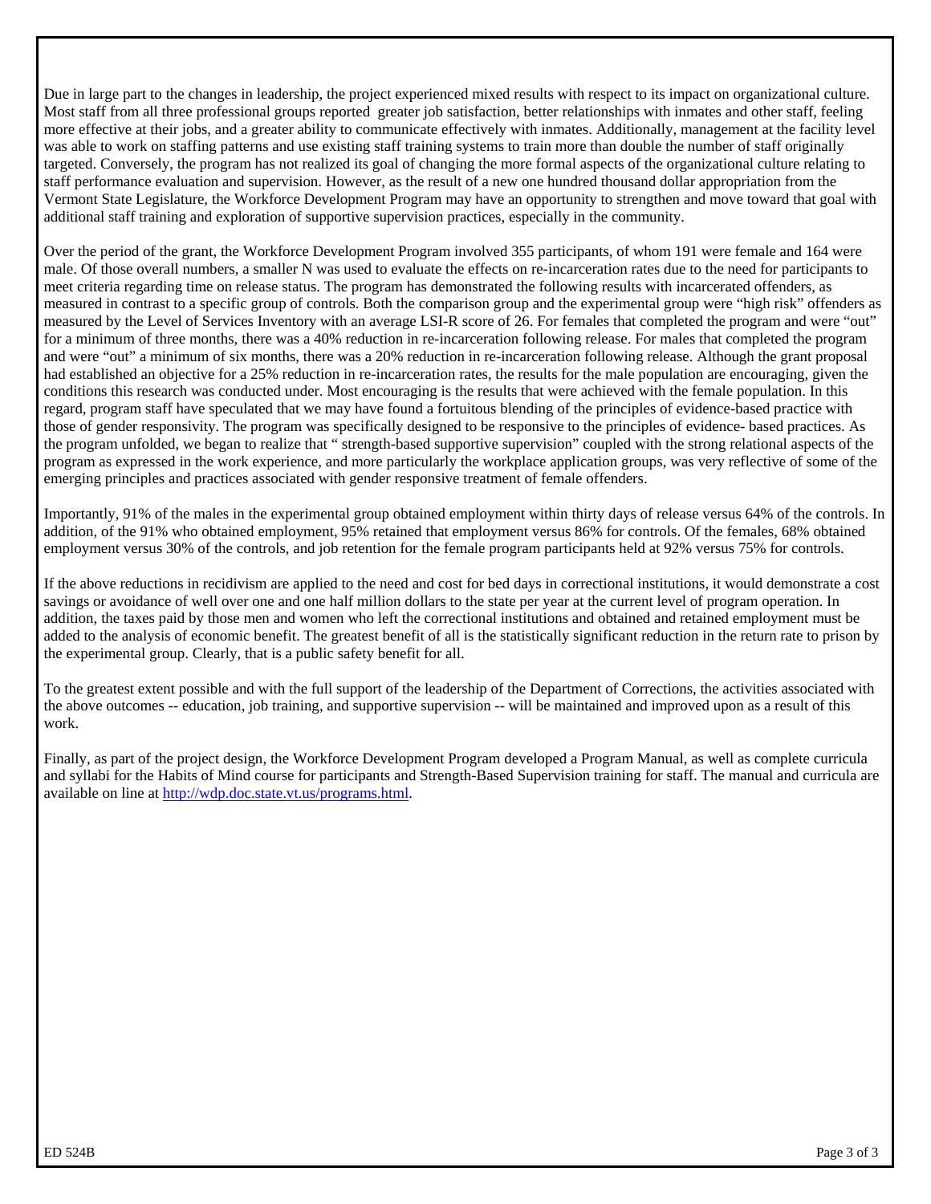Due in large part to the changes in leadership, the project experienced mixed results with respect to its impact on organizational culture. Most staff from all three professional groups reported greater job satisfaction, better relationships with inmates and other staff, feeling more effective at their jobs, and a greater ability to communicate effectively with inmates. Additionally, management at the facility level was able to work on staffing patterns and use existing staff training systems to train more than double the number of staff originally targeted. Conversely, the program has not realized its goal of changing the more formal aspects of the organizational culture relating to staff performance evaluation and supervision. However, as the result of a new one hundred thousand dollar appropriation from the Vermont State Legislature, the Workforce Development Program may have an opportunity to strengthen and move toward that goal with additional staff training and exploration of supportive supervision practices, especially in the community.

Over the period of the grant, the Workforce Development Program involved 355 participants, of whom 191 were female and 164 were male. Of those overall numbers, a smaller N was used to evaluate the effects on re-incarceration rates due to the need for participants to meet criteria regarding time on release status. The program has demonstrated the following results with incarcerated offenders, as measured in contrast to a specific group of controls. Both the comparison group and the experimental group were "high risk" offenders as measured by the Level of Services Inventory with an average LSI-R score of 26. For females that completed the program and were "out" for a minimum of three months, there was a 40% reduction in re-incarceration following release. For males that completed the program and were "out" a minimum of six months, there was a 20% reduction in re-incarceration following release. Although the grant proposal had established an objective for a 25% reduction in re-incarceration rates, the results for the male population are encouraging, given the conditions this research was conducted under. Most encouraging is the results that were achieved with the female population. In this regard, program staff have speculated that we may have found a fortuitous blending of the principles of evidence-based practice with those of gender responsivity. The program was specifically designed to be responsive to the principles of evidence- based practices. As the program unfolded, we began to realize that " strength-based supportive supervision" coupled with the strong relational aspects of the program as expressed in the work experience, and more particularly the workplace application groups, was very reflective of some of the emerging principles and practices associated with gender responsive treatment of female offenders.

Importantly, 91% of the males in the experimental group obtained employment within thirty days of release versus 64% of the controls. In addition, of the 91% who obtained employment, 95% retained that employment versus 86% for controls. Of the females, 68% obtained employment versus 30% of the controls, and job retention for the female program participants held at 92% versus 75% for controls.

If the above reductions in recidivism are applied to the need and cost for bed days in correctional institutions, it would demonstrate a cost savings or avoidance of well over one and one half million dollars to the state per year at the current level of program operation. In addition, the taxes paid by those men and women who left the correctional institutions and obtained and retained employment must be added to the analysis of economic benefit. The greatest benefit of all is the statistically significant reduction in the return rate to prison by the experimental group. Clearly, that is a public safety benefit for all.

To the greatest extent possible and with the full support of the leadership of the Department of Corrections, the activities associated with the above outcomes -- education, job training, and supportive supervision -- will be maintained and improved upon as a result of this work.

Finally, as part of the project design, the Workforce Development Program developed a Program Manual, as well as complete curricula and syllabi for the Habits of Mind course for participants and Strength-Based Supervision training for staff. The manual and curricula are available on line at http://wdp.doc.state.vt.us/programs.html.

ED 524B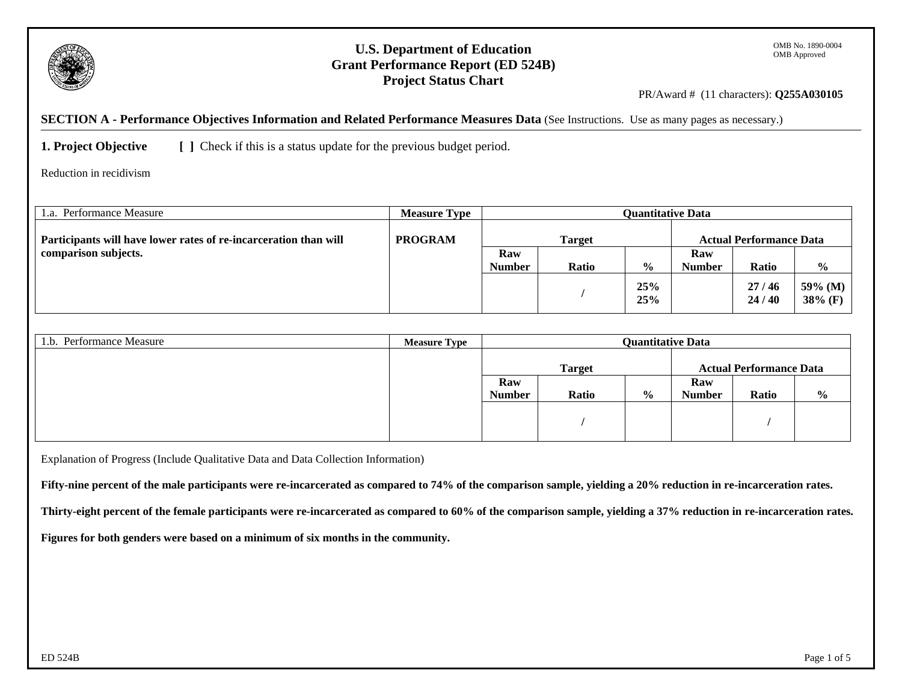# U.S. Department of Education
## Grant Performance Report (ED 524B)
## Project Status Chart

OMB No. 1890-0004
OMB Approved

PR/Award # (11 characters): **Q255A030105**

**SECTION A - Performance Objectives Information and Related Performance Measures Data** (See Instructions. Use as many pages as necessary.)

**1. Project Objective** **[ ]** Check if this is a status update for the previous budget period.

Reduction in recidivism

| 1.a. Performance Measure | Measure Type | Quantitative Data | | | | | |
|---|---|---|---|---|---|---|---|
| | | **Target** | | | **Actual Performance Data** | | |
| | | **Raw Number** | **Ratio** | **%** | **Raw Number** | **Ratio** | **%** |
| **Participants will have lower rates of re-incarceration than will comparison subjects.** | **PROGRAM** | | / | **25%** **25%** | | **27 / 46** **24 / 40** | **59% (M)** **38% (F)** |

| 1.b. Performance Measure | Measure Type | Quantitative Data | | | | | |
|---|---|---|---|---|---|---|---|
| | | **Target** | | | **Actual Performance Data** | | |
| | | **Raw Number** | **Ratio** | **%** | **Raw Number** | **Ratio** | **%** |
| | | | / | | | / | |

Explanation of Progress (Include Qualitative Data and Data Collection Information)

**Fifty-nine percent of the male participants were re-incarcerated as compared to 74% of the comparison sample, yielding a 20% reduction in re-incarceration rates.**

**Thirty-eight percent of the female participants were re-incarcerated as compared to 60% of the comparison sample, yielding a 37% reduction in re-incarceration rates.**

**Figures for both genders were based on a minimum of six months in the community.**

ED 524B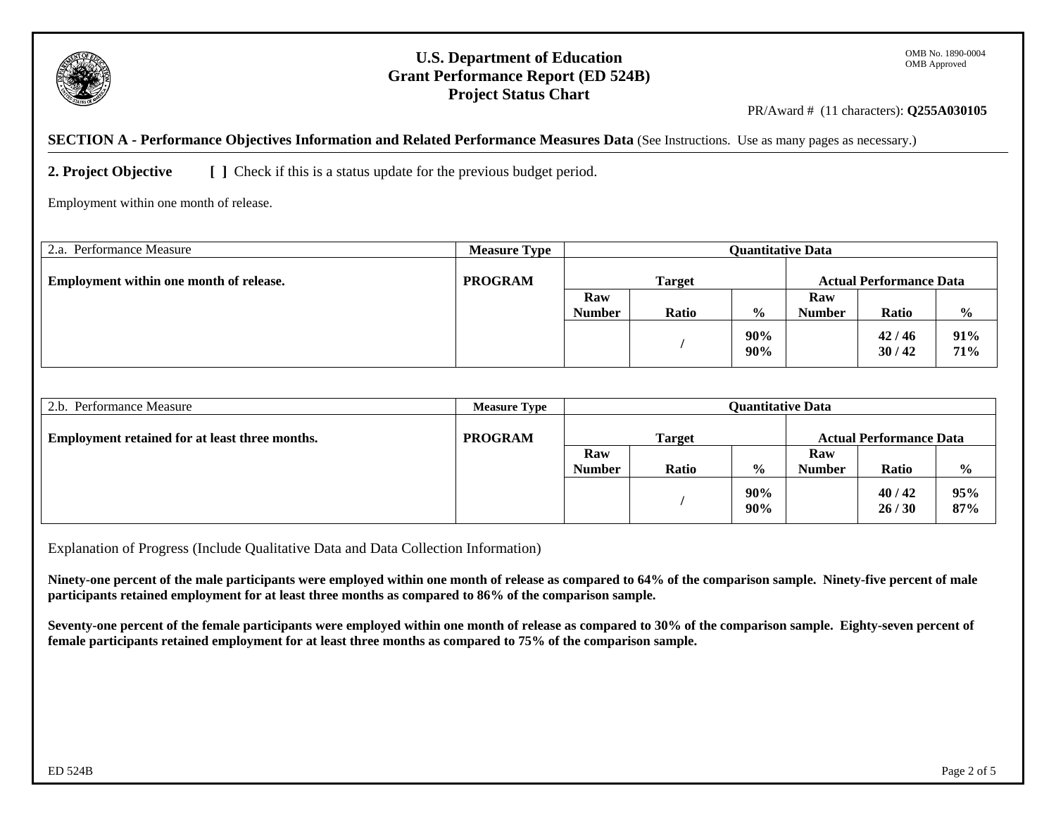**U.S. Department of Education**
**Grant Performance Report (ED 524B)**
**Project Status Chart**

OMB No. 1890-0004
OMB Approved

PR/Award # (11 characters): **Q255A030105**

**SECTION A - Performance Objectives Information and Related Performance Measures Data** (See Instructions. Use as many pages as necessary.)

**2. Project Objective** **[ ]** Check if this is a status update for the previous budget period.

Employment within one month of release.

| 2.a. Performance Measure | Measure Type | Quantitative Data | | | | | |
|---|---|---|---|---|---|---|---|
| **Employment within one month of release.** | **PROGRAM** | **Target** | | | **Actual Performance Data** | | |
| | | **Raw Number** | **Ratio** | **%** | **Raw Number** | **Ratio** | **%** |
| | | | / | **90%** **90%** | | **42 / 46** **30 / 42** | **91%** **71%** |

| 2.b. Performance Measure | Measure Type | Quantitative Data | | | | | |
|---|---|---|---|---|---|---|---|
| **Employment retained for at least three months.** | **PROGRAM** | **Target** | | | **Actual Performance Data** | | |
| | | **Raw Number** | **Ratio** | **%** | **Raw Number** | **Ratio** | **%** |
| | | | / | **90%** **90%** | | **40 / 42** **26 / 30** | **95%** **87%** |

Explanation of Progress (Include Qualitative Data and Data Collection Information)

**Ninety-one percent of the male participants were employed within one month of release as compared to 64% of the comparison sample. Ninety-five percent of male participants retained employment for at least three months as compared to 86% of the comparison sample.**

**Seventy-one percent of the female participants were employed within one month of release as compared to 30% of the comparison sample. Eighty-seven percent of female participants retained employment for at least three months as compared to 75% of the comparison sample.**

ED 524B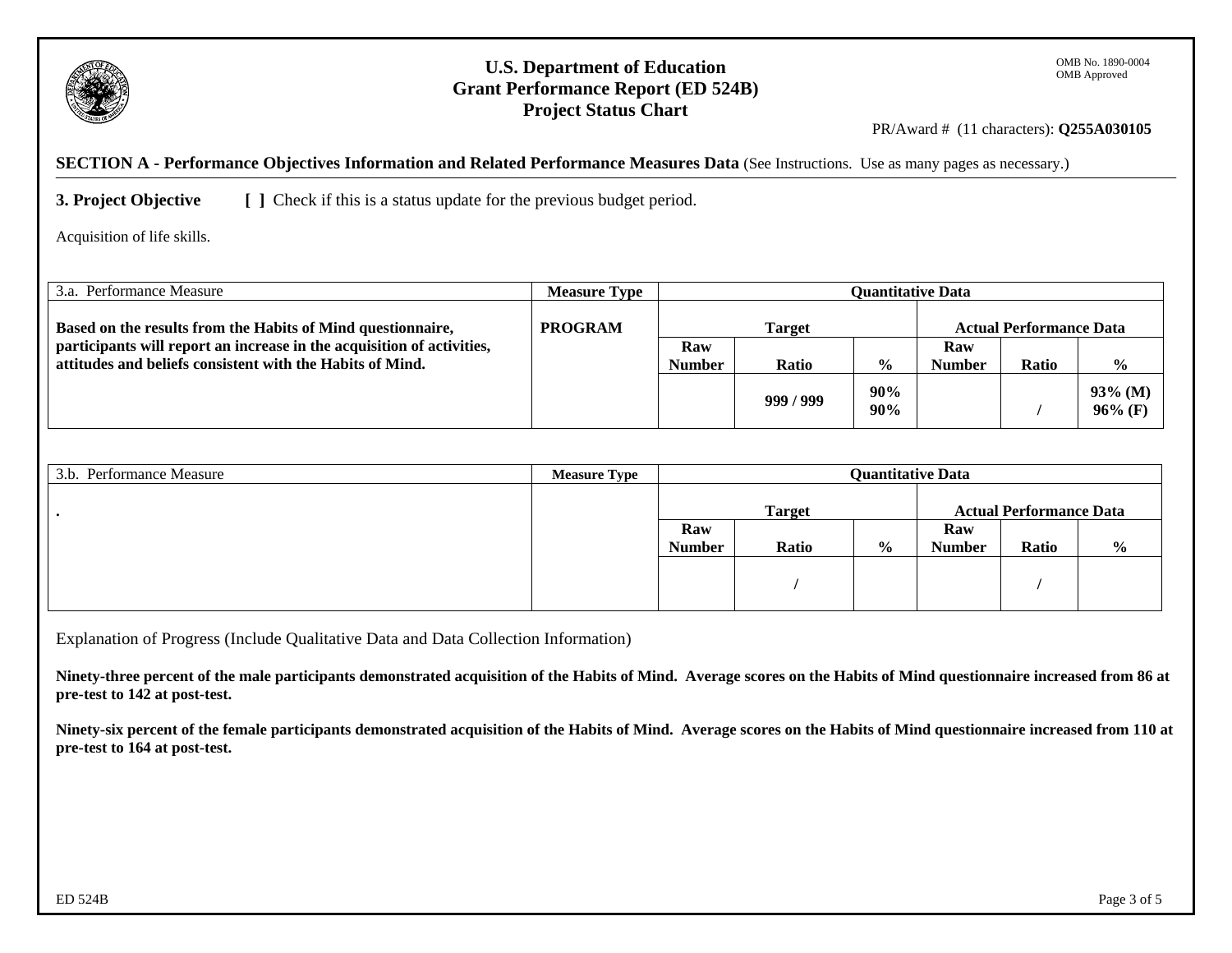# U.S. Department of Education
## Grant Performance Report (ED 524B)
## Project Status Chart

OMB No. 1890-0004
OMB Approved

PR/Award # (11 characters): **Q255A030105**

**SECTION A - Performance Objectives Information and Related Performance Measures Data** (See Instructions. Use as many pages as necessary.)

**3. Project Objective** **[ ]** Check if this is a status update for the previous budget period.

Acquisition of life skills.

| 3.a. Performance Measure | Measure Type | Quantitative Data | | | | | |
|---|---|---|---|---|---|---|---|
| | | Target | | | Actual Performance Data | | |
| | | Raw Number | Ratio | % | Raw Number | Ratio | % |
| **Based on the results from the Habits of Mind questionnaire, participants will report an increase in the acquisition of activities, attitudes and beliefs consistent with the Habits of Mind.** | **PROGRAM** | | **999 / 999** | **90% 90%** | | / | **93% (M) 96% (F)** |

| 3.b. Performance Measure | Measure Type | Quantitative Data | | | | | |
|---|---|---|---|---|---|---|---|
| | | Target | | | Actual Performance Data | | |
| | | Raw Number | Ratio | % | Raw Number | Ratio | % |
| **.** | | | / | | | / | |

Explanation of Progress (Include Qualitative Data and Data Collection Information)

**Ninety-three percent of the male participants demonstrated acquisition of the Habits of Mind. Average scores on the Habits of Mind questionnaire increased from 86 at pre-test to 142 at post-test.**

**Ninety-six percent of the female participants demonstrated acquisition of the Habits of Mind. Average scores on the Habits of Mind questionnaire increased from 110 at pre-test to 164 at post-test.**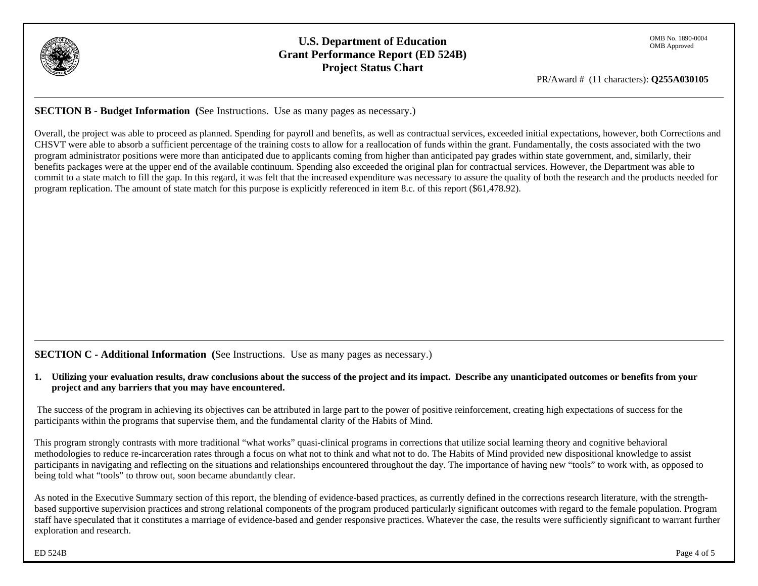# U.S. Department of Education
# Grant Performance Report (ED 524B)
# Project Status Chart

OMB No. 1890-0004
OMB Approved

PR/Award # (11 characters): **Q255A030105**

## SECTION B - Budget Information (See Instructions. Use as many pages as necessary.)

Overall, the project was able to proceed as planned. Spending for payroll and benefits, as well as contractual services, exceeded initial expectations, however, both Corrections and CHSVT were able to absorb a sufficient percentage of the training costs to allow for a reallocation of funds within the grant. Fundamentally, the costs associated with the two program administrator positions were more than anticipated due to applicants coming from higher than anticipated pay grades within state government, and, similarly, their benefits packages were at the upper end of the available continuum. Spending also exceeded the original plan for contractual services. However, the Department was able to commit to a state match to fill the gap. In this regard, it was felt that the increased expenditure was necessary to assure the quality of both the research and the products needed for program replication. The amount of state match for this purpose is explicitly referenced in item 8.c. of this report ($61,478.92).

## SECTION C - Additional Information (See Instructions. Use as many pages as necessary.)

**1. Utilizing your evaluation results, draw conclusions about the success of the project and its impact. Describe any unanticipated outcomes or benefits from your project and any barriers that you may have encountered.**

The success of the program in achieving its objectives can be attributed in large part to the power of positive reinforcement, creating high expectations of success for the participants within the programs that supervise them, and the fundamental clarity of the Habits of Mind.

This program strongly contrasts with more traditional "what works" quasi-clinical programs in corrections that utilize social learning theory and cognitive behavioral methodologies to reduce re-incarceration rates through a focus on what not to think and what not to do. The Habits of Mind provided new dispositional knowledge to assist participants in navigating and reflecting on the situations and relationships encountered throughout the day. The importance of having new "tools" to work with, as opposed to being told what "tools" to throw out, soon became abundantly clear.

As noted in the Executive Summary section of this report, the blending of evidence-based practices, as currently defined in the corrections research literature, with the strength-based supportive supervision practices and strong relational components of the program produced particularly significant outcomes with regard to the female population. Program staff have speculated that it constitutes a marriage of evidence-based and gender responsive practices. Whatever the case, the results were sufficiently significant to warrant further exploration and research.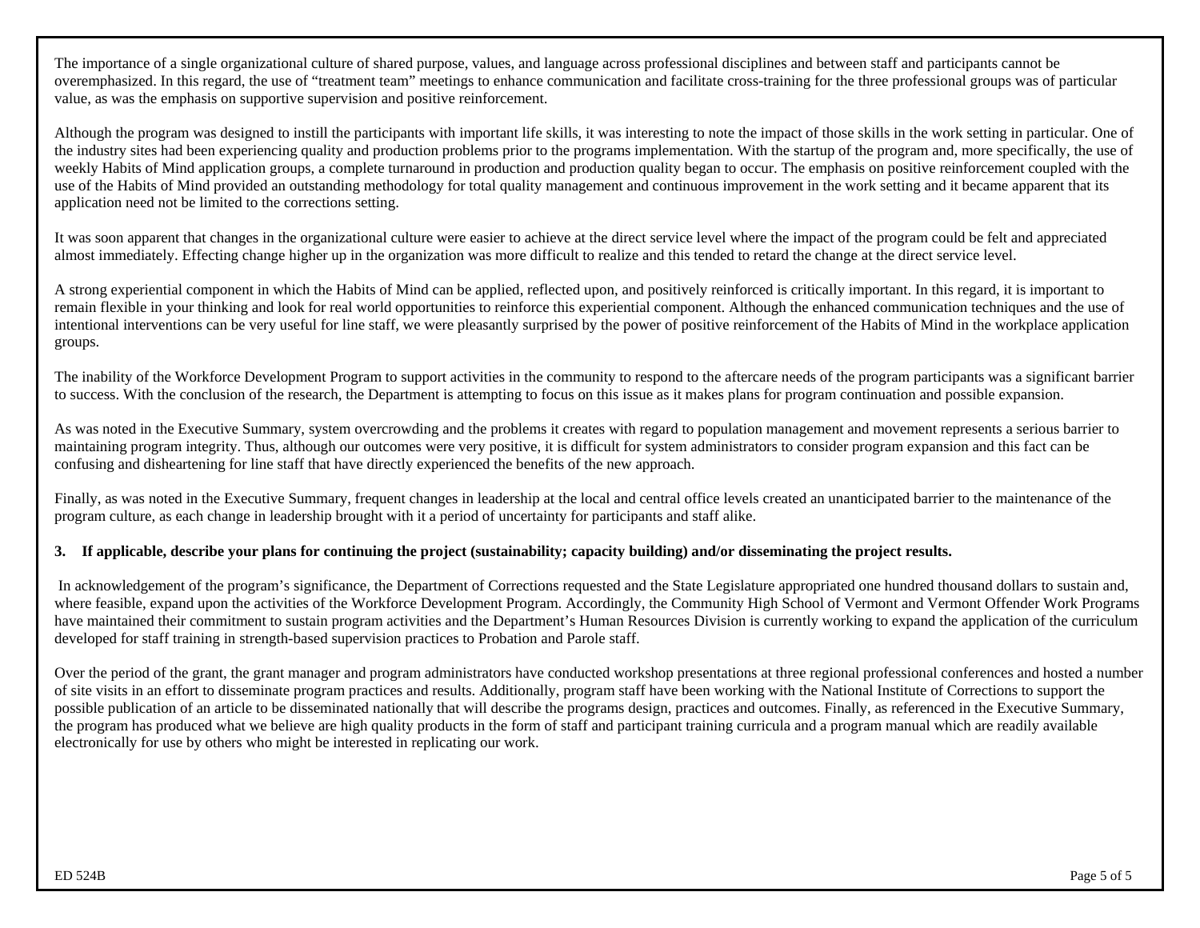The importance of a single organizational culture of shared purpose, values, and language across professional disciplines and between staff and participants cannot be overemphasized. In this regard, the use of "treatment team" meetings to enhance communication and facilitate cross-training for the three professional groups was of particular value, as was the emphasis on supportive supervision and positive reinforcement.

Although the program was designed to instill the participants with important life skills, it was interesting to note the impact of those skills in the work setting in particular. One of the industry sites had been experiencing quality and production problems prior to the programs implementation. With the startup of the program and, more specifically, the use of weekly Habits of Mind application groups, a complete turnaround in production and production quality began to occur. The emphasis on positive reinforcement coupled with the use of the Habits of Mind provided an outstanding methodology for total quality management and continuous improvement in the work setting and it became apparent that its application need not be limited to the corrections setting.

It was soon apparent that changes in the organizational culture were easier to achieve at the direct service level where the impact of the program could be felt and appreciated almost immediately. Effecting change higher up in the organization was more difficult to realize and this tended to retard the change at the direct service level.

A strong experiential component in which the Habits of Mind can be applied, reflected upon, and positively reinforced is critically important. In this regard, it is important to remain flexible in your thinking and look for real world opportunities to reinforce this experiential component. Although the enhanced communication techniques and the use of intentional interventions can be very useful for line staff, we were pleasantly surprised by the power of positive reinforcement of the Habits of Mind in the workplace application groups.

The inability of the Workforce Development Program to support activities in the community to respond to the aftercare needs of the program participants was a significant barrier to success. With the conclusion of the research, the Department is attempting to focus on this issue as it makes plans for program continuation and possible expansion.

As was noted in the Executive Summary, system overcrowding and the problems it creates with regard to population management and movement represents a serious barrier to maintaining program integrity. Thus, although our outcomes were very positive, it is difficult for system administrators to consider program expansion and this fact can be confusing and disheartening for line staff that have directly experienced the benefits of the new approach.

Finally, as was noted in the Executive Summary, frequent changes in leadership at the local and central office levels created an unanticipated barrier to the maintenance of the program culture, as each change in leadership brought with it a period of uncertainty for participants and staff alike.

**3. If applicable, describe your plans for continuing the project (sustainability; capacity building) and/or disseminating the project results.**

In acknowledgement of the program's significance, the Department of Corrections requested and the State Legislature appropriated one hundred thousand dollars to sustain and, where feasible, expand upon the activities of the Workforce Development Program. Accordingly, the Community High School of Vermont and Vermont Offender Work Programs have maintained their commitment to sustain program activities and the Department's Human Resources Division is currently working to expand the application of the curriculum developed for staff training in strength-based supervision practices to Probation and Parole staff.

Over the period of the grant, the grant manager and program administrators have conducted workshop presentations at three regional professional conferences and hosted a number of site visits in an effort to disseminate program practices and results. Additionally, program staff have been working with the National Institute of Corrections to support the possible publication of an article to be disseminated nationally that will describe the programs design, practices and outcomes. Finally, as referenced in the Executive Summary, the program has produced what we believe are high quality products in the form of staff and participant training curricula and a program manual which are readily available electronically for use by others who might be interested in replicating our work.

ED 524B